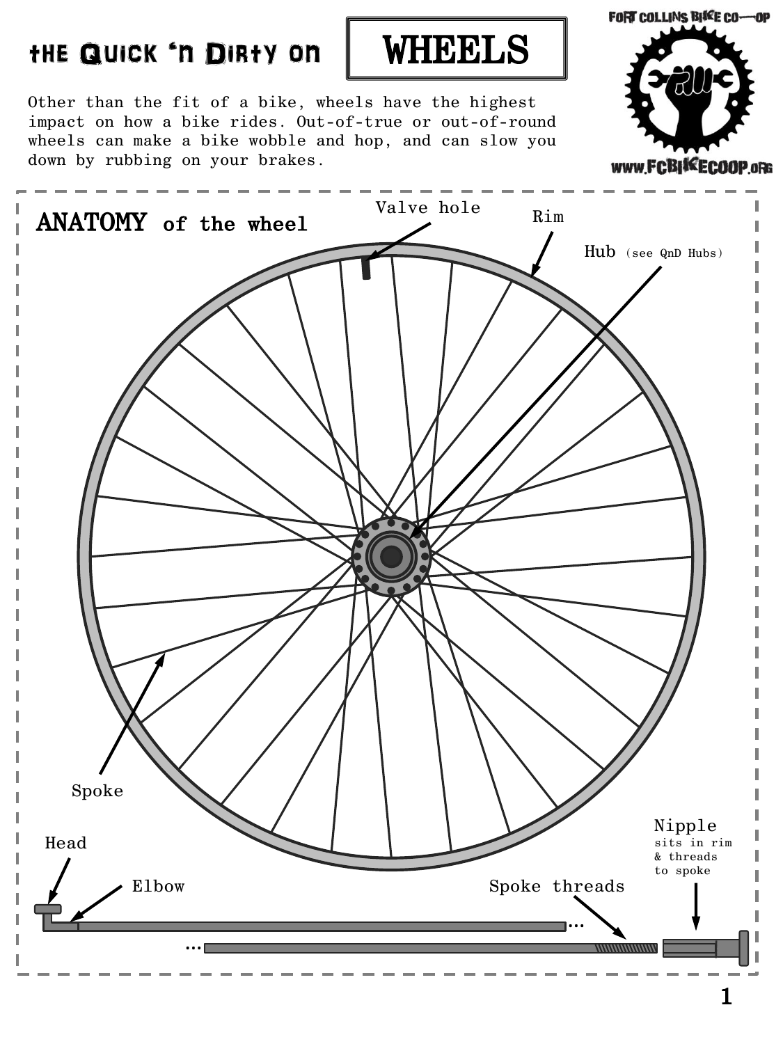# the Quick 'n Dirty on WHEELS

FORT COLLINS BIKE CO-OP

www.FCBIKECOOP.org

Other than the fit of a bike, wheels have the highest impact on how a bike rides. Out-of-true or out-of-round wheels can make a bike wobble and hop, and can slow you down by rubbing on your brakes.

## ANATOMY of the wheel

Valve hole

Rim

Hub (see QnD Hubs)

Spoke

Head

Elbow

Spoke threads

Nipple
sits in rim & threads to spoke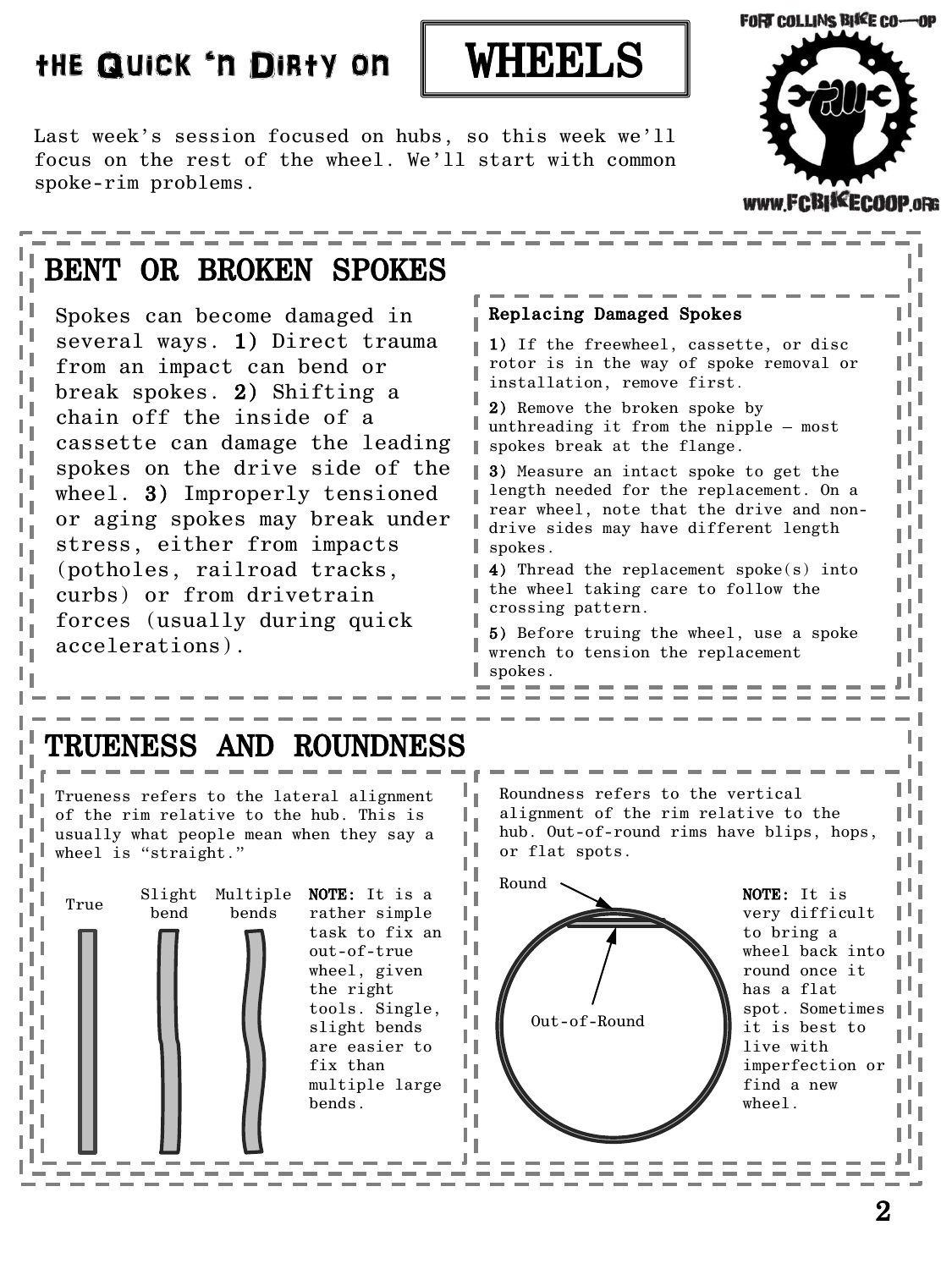# the Quick 'n Dirty on WHEELS

FORT COLLINS BIKE CO-OP

www.FCBIKECOOP.ORG

Last week's session focused on hubs, so this week we'll focus on the rest of the wheel. We'll start with common spoke-rim problems.

## BENT OR BROKEN SPOKES

Spokes can become damaged in several ways. **1)** Direct trauma from an impact can bend or break spokes. **2)** Shifting a chain off the inside of a cassette can damage the leading spokes on the drive side of the wheel. **3)** Improperly tensioned or aging spokes may break under stress, either from impacts (potholes, railroad tracks, curbs) or from drivetrain forces (usually during quick accelerations).

### Replacing Damaged Spokes

**1)** If the freewheel, cassette, or disc rotor is in the way of spoke removal or installation, remove first.

**2)** Remove the broken spoke by unthreading it from the nipple – most spokes break at the flange.

**3)** Measure an intact spoke to get the length needed for the replacement. On a rear wheel, note that the drive and non-drive sides may have different length spokes.

**4)** Thread the replacement spoke(s) into the wheel taking care to follow the crossing pattern.

**5)** Before truing the wheel, use a spoke wrench to tension the replacement spokes.

## TRUENESS AND ROUNDNESS

Trueness refers to the lateral alignment of the rim relative to the hub. This is usually what people mean when they say a wheel is "straight."

True

Slight bend

Multiple bends

**NOTE:** It is a rather simple task to fix an out-of-true wheel, given the right tools. Single, slight bends are easier to fix than multiple large bends.

Roundness refers to the vertical alignment of the rim relative to the hub. Out-of-round rims have blips, hops, or flat spots.

Round

Out-of-Round

**NOTE:** It is very difficult to bring a wheel back into round once it has a flat spot. Sometimes it is best to live with imperfection or find a new wheel.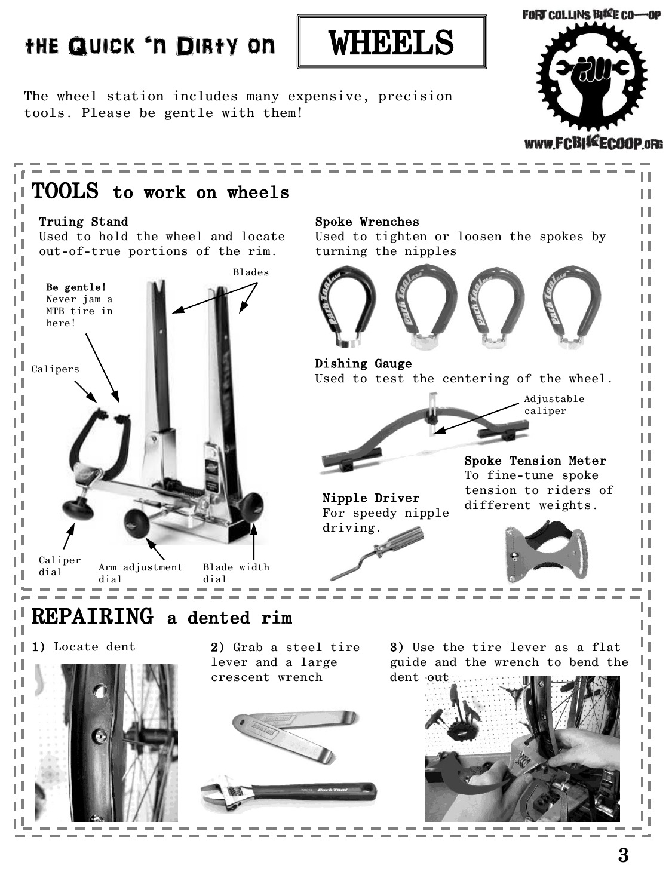# the Quick 'n Dirty on WHEELS

FORT COLLINS BIKE CO-OP

www.FCBIKECOOP.ORG

The wheel station includes many expensive, precision tools. Please be gentle with them!

## TOOLS to work on wheels

**Truing Stand**
Used to hold the wheel and locate out-of-true portions of the rim.

**Be gentle!** Never jam a MTB tire in here!

Blades

Calipers

Caliper dial

Arm adjustment dial

Blade width dial

**Spoke Wrenches**
Used to tighten or loosen the spokes by turning the nipples

**Dishing Gauge**
Used to test the centering of the wheel.

Adjustable caliper

**Spoke Tension Meter**
To fine-tune spoke tension to riders of different weights.

**Nipple Driver**
For speedy nipple driving.

## REPAIRING a dented rim

**1)** Locate dent

**2)** Grab a steel tire lever and a large crescent wrench

**3)** Use the tire lever as a flat guide and the wrench to bend the dent out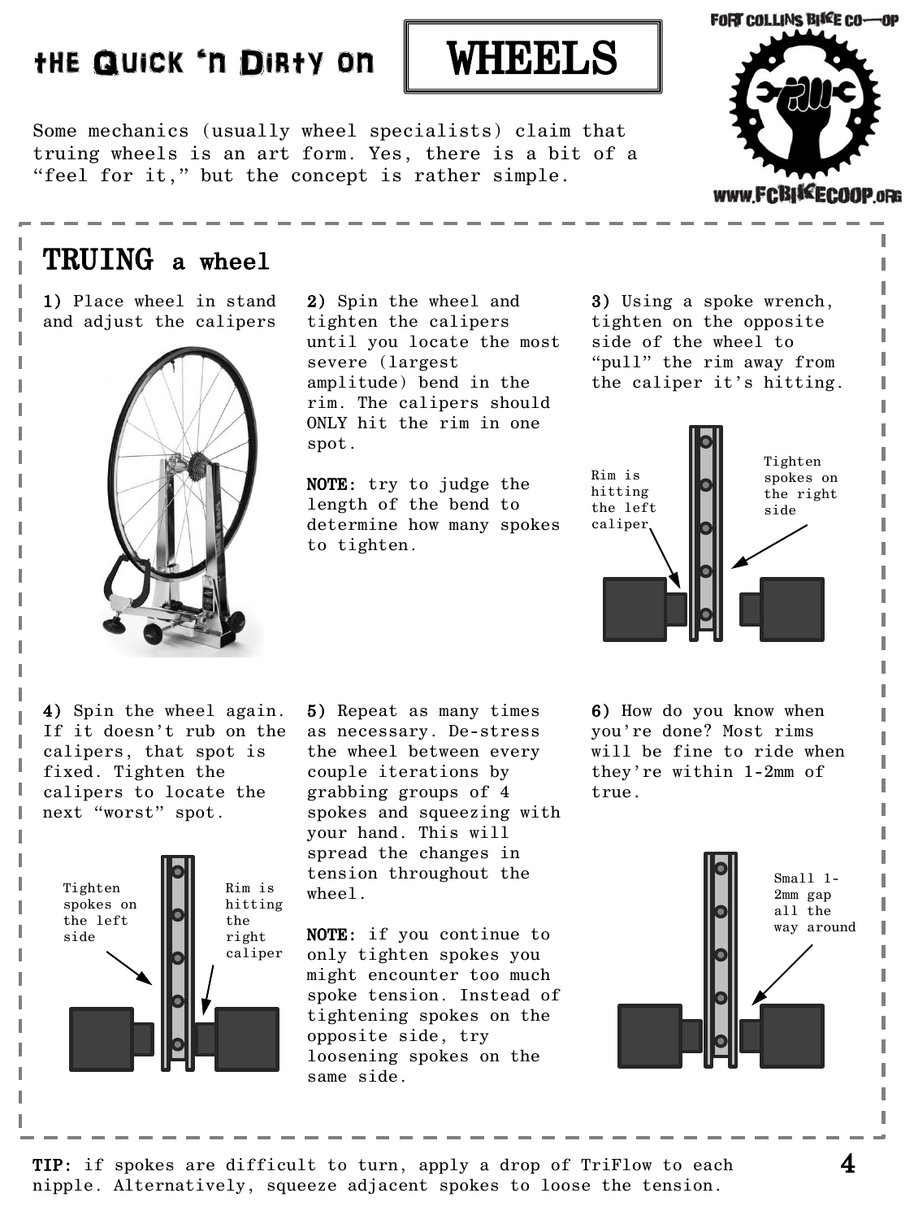# the Quick 'n Dirty on WHEELS

FORT COLLINS BIKE CO-OP

WWW.FCBIKECOOP.ORG

Some mechanics (usually wheel specialists) claim that truing wheels is an art form. Yes, there is a bit of a "feel for it," but the concept is rather simple.

## TRUING a wheel

**1)** Place wheel in stand and adjust the calipers

**2)** Spin the wheel and tighten the calipers until you locate the most severe (largest amplitude) bend in the rim. The calipers should ONLY hit the rim in one spot.

**NOTE:** try to judge the length of the bend to determine how many spokes to tighten.

**3)** Using a spoke wrench, tighten on the opposite side of the wheel to "pull" the rim away from the caliper it's hitting.

Rim is hitting the left caliper

Tighten spokes on the right side

**4)** Spin the wheel again. If it doesn't rub on the calipers, that spot is fixed. Tighten the calipers to locate the next "worst" spot.

Tighten spokes on the left side

Rim is hitting the right caliper

**5)** Repeat as many times as necessary. De-stress the wheel between every couple iterations by grabbing groups of 4 spokes and squeezing with your hand. This will spread the changes in tension throughout the wheel.

**NOTE:** if you continue to only tighten spokes you might encounter too much spoke tension. Instead of tightening spokes on the opposite side, try loosening spokes on the same side.

**6)** How do you know when you're done? Most rims will be fine to ride when they're within 1-2mm of true.

Small 1-2mm gap all the way around

**TIP:** if spokes are difficult to turn, apply a drop of TriFlow to each nipple. Alternatively, squeeze adjacent spokes to loose the tension.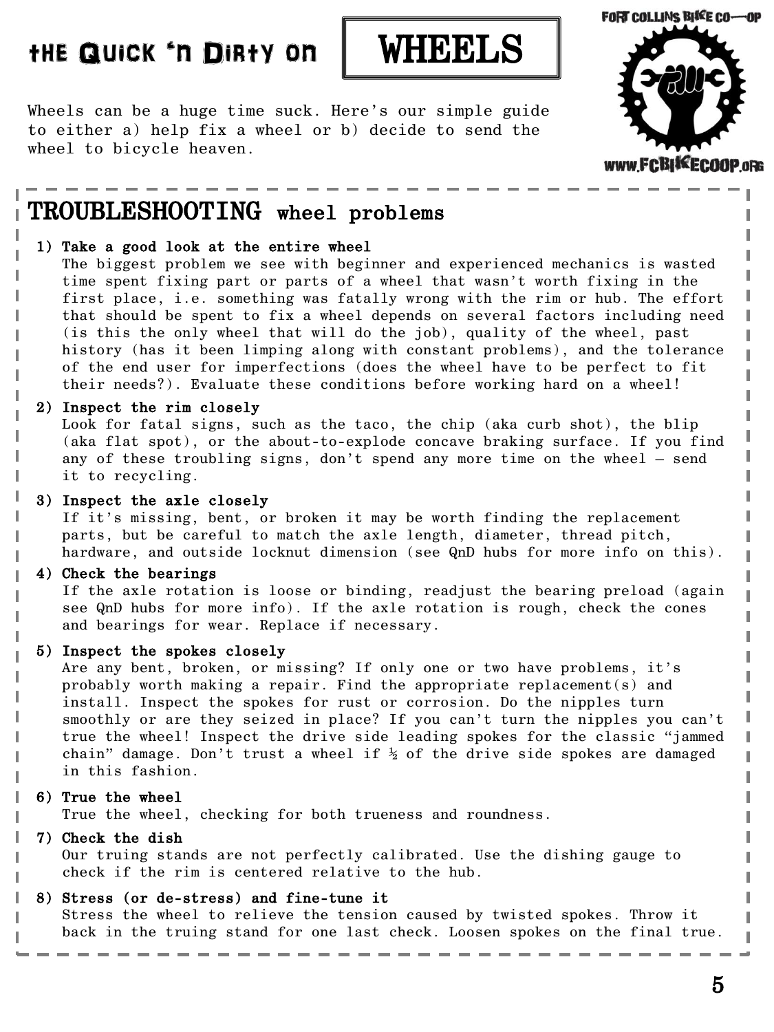# the Quick 'n Dirty on WHEELS

FORT COLLINS BIKE CO-OP

www.FCBIKECOOP.org

Wheels can be a huge time suck. Here's our simple guide to either a) help fix a wheel or b) decide to send the wheel to bicycle heaven.

## TROUBLESHOOTING wheel problems

**1) Take a good look at the entire wheel**
The biggest problem we see with beginner and experienced mechanics is wasted time spent fixing part or parts of a wheel that wasn't worth fixing in the first place, i.e. something was fatally wrong with the rim or hub. The effort that should be spent to fix a wheel depends on several factors including need (is this the only wheel that will do the job), quality of the wheel, past history (has it been limping along with constant problems), and the tolerance of the end user for imperfections (does the wheel have to be perfect to fit their needs?). Evaluate these conditions before working hard on a wheel!

**2) Inspect the rim closely**
Look for fatal signs, such as the taco, the chip (aka curb shot), the blip (aka flat spot), or the about-to-explode concave braking surface. If you find any of these troubling signs, don't spend any more time on the wheel – send it to recycling.

**3) Inspect the axle closely**
If it's missing, bent, or broken it may be worth finding the replacement parts, but be careful to match the axle length, diameter, thread pitch, hardware, and outside locknut dimension (see QnD hubs for more info on this).

**4) Check the bearings**
If the axle rotation is loose or binding, readjust the bearing preload (again see QnD hubs for more info). If the axle rotation is rough, check the cones and bearings for wear. Replace if necessary.

**5) Inspect the spokes closely**
Are any bent, broken, or missing? If only one or two have problems, it's probably worth making a repair. Find the appropriate replacement(s) and install. Inspect the spokes for rust or corrosion. Do the nipples turn smoothly or are they seized in place? If you can't turn the nipples you can't true the wheel! Inspect the drive side leading spokes for the classic "jammed chain" damage. Don't trust a wheel if ½ of the drive side spokes are damaged in this fashion.

**6) True the wheel**
True the wheel, checking for both trueness and roundness.

**7) Check the dish**
Our truing stands are not perfectly calibrated. Use the dishing gauge to check if the rim is centered relative to the hub.

**8) Stress (or de-stress) and fine-tune it**
Stress the wheel to relieve the tension caused by twisted spokes. Throw it back in the truing stand for one last check. Loosen spokes on the final true.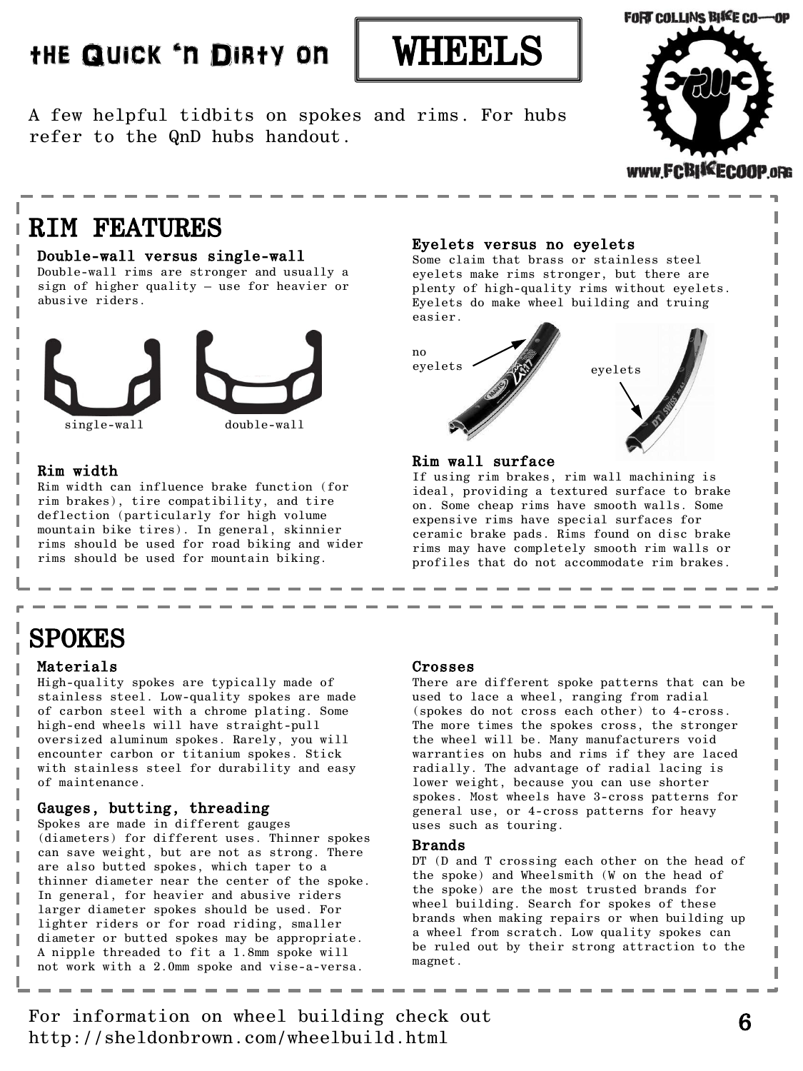# the Quick 'n Dirty on WHEELS

A few helpful tidbits on spokes and rims. For hubs refer to the QnD hubs handout.

## RIM FEATURES

### Double-wall versus single-wall

Double-wall rims are stronger and usually a sign of higher quality – use for heavier or abusive riders.

single-wall

double-wall

### Rim width

Rim width can influence brake function (for rim brakes), tire compatibility, and tire deflection (particularly for high volume mountain bike tires). In general, skinnier rims should be used for road biking and wider rims should be used for mountain biking.

### Eyelets versus no eyelets

Some claim that brass or stainless steel eyelets make rims stronger, but there are plenty of high-quality rims without eyelets. Eyelets do make wheel building and truing easier.

no eyelets

eyelets

### Rim wall surface

If using rim brakes, rim wall machining is ideal, providing a textured surface to brake on. Some cheap rims have smooth walls. Some expensive rims have special surfaces for ceramic brake pads. Rims found on disc brake rims may have completely smooth rim walls or profiles that do not accommodate rim brakes.

## SPOKES

### Materials

High-quality spokes are typically made of stainless steel. Low-quality spokes are made of carbon steel with a chrome plating. Some high-end wheels will have straight-pull oversized aluminum spokes. Rarely, you will encounter carbon or titanium spokes. Stick with stainless steel for durability and easy of maintenance.

### Gauges, butting, threading

Spokes are made in different gauges (diameters) for different uses. Thinner spokes can save weight, but are not as strong. There are also butted spokes, which taper to a thinner diameter near the center of the spoke. In general, for heavier and abusive riders larger diameter spokes should be used. For lighter riders or for road riding, smaller diameter or butted spokes may be appropriate. A nipple threaded to fit a 1.8mm spoke will not work with a 2.0mm spoke and vise-a-versa.

### Crosses

There are different spoke patterns that can be used to lace a wheel, ranging from radial (spokes do not cross each other) to 4-cross. The more times the spokes cross, the stronger the wheel will be. Many manufacturers void warranties on hubs and rims if they are laced radially. The advantage of radial lacing is lower weight, because you can use shorter spokes. Most wheels have 3-cross patterns for general use, or 4-cross patterns for heavy uses such as touring.

### Brands

DT (D and T crossing each other on the head of the spoke) and Wheelsmith (W on the head of the spoke) are the most trusted brands for wheel building. Search for spokes of these brands when making repairs or when building up a wheel from scratch. Low quality spokes can be ruled out by their strong attraction to the magnet.

For information on wheel building check out http://sheldonbrown.com/wheelbuild.html